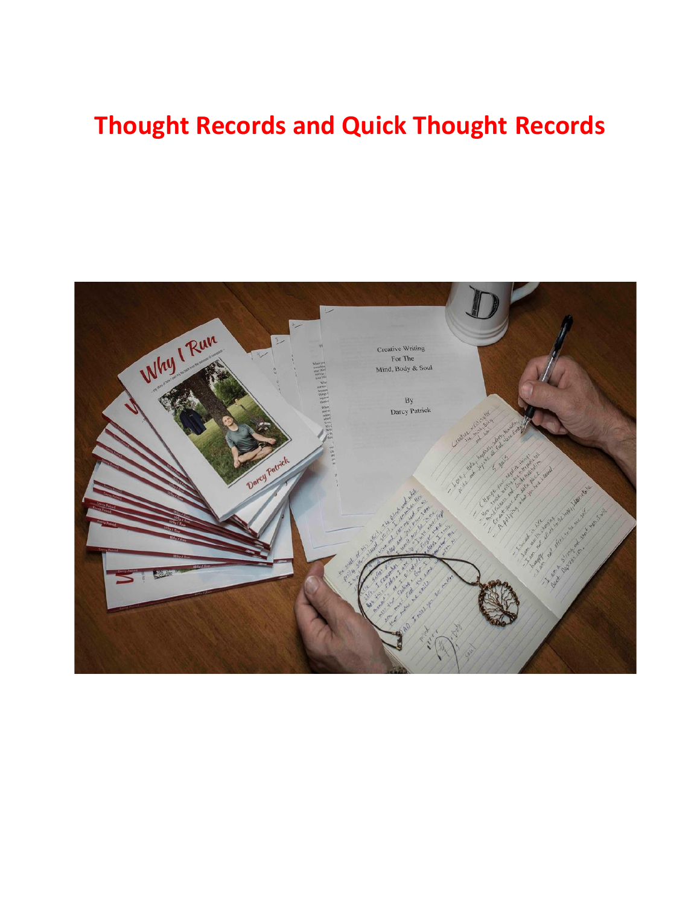# Thought Records and Quick Thought Records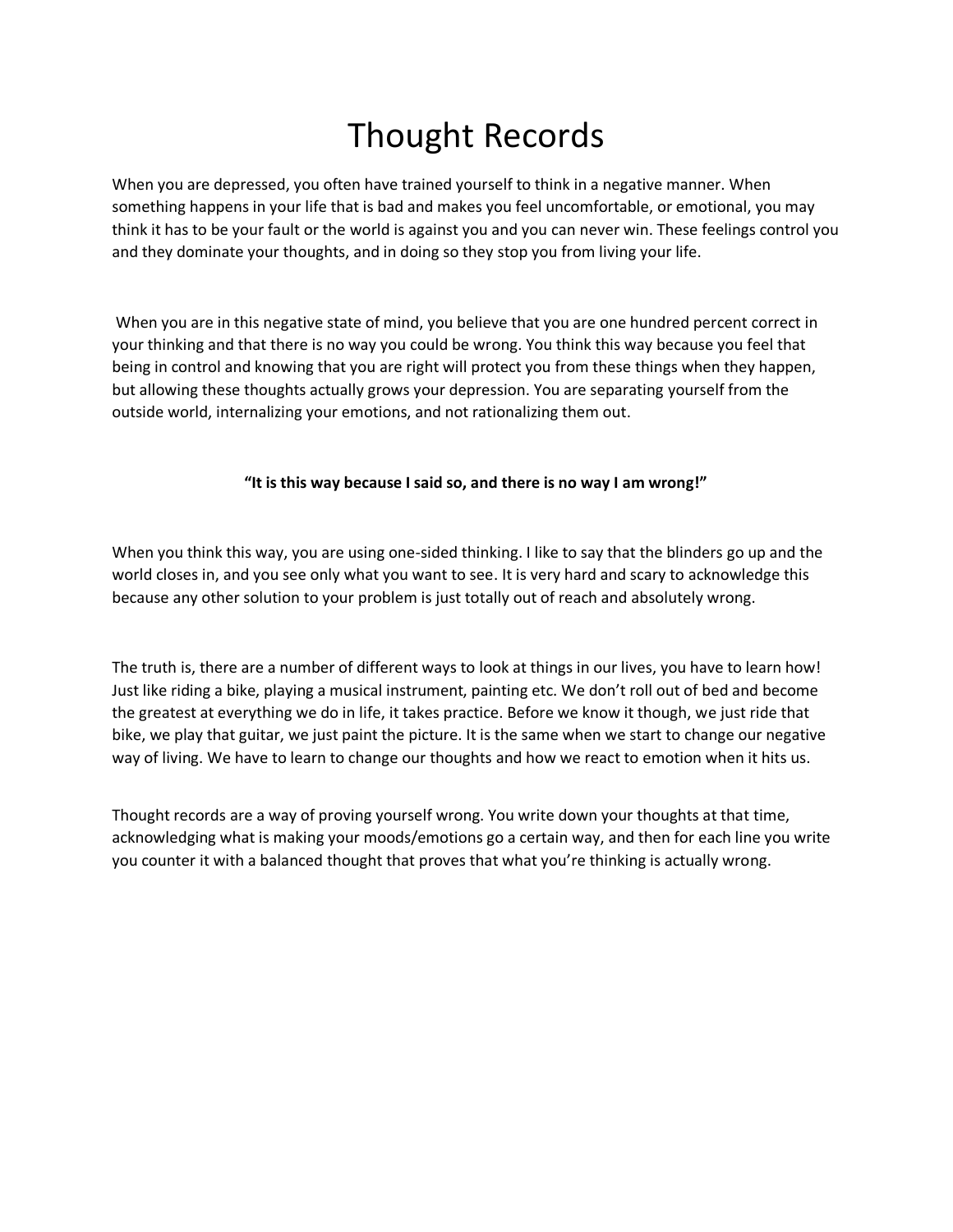# Thought Records

When you are depressed, you often have trained yourself to think in a negative manner. When something happens in your life that is bad and makes you feel uncomfortable, or emotional, you may think it has to be your fault or the world is against you and you can never win. These feelings control you and they dominate your thoughts, and in doing so they stop you from living your life.

When you are in this negative state of mind, you believe that you are one hundred percent correct in your thinking and that there is no way you could be wrong. You think this way because you feel that being in control and knowing that you are right will protect you from these things when they happen, but allowing these thoughts actually grows your depression. You are separating yourself from the outside world, internalizing your emotions, and not rationalizing them out.

**"It is this way because I said so, and there is no way I am wrong!"**

When you think this way, you are using one-sided thinking. I like to say that the blinders go up and the world closes in, and you see only what you want to see. It is very hard and scary to acknowledge this because any other solution to your problem is just totally out of reach and absolutely wrong.

The truth is, there are a number of different ways to look at things in our lives, you have to learn how! Just like riding a bike, playing a musical instrument, painting etc. We don't roll out of bed and become the greatest at everything we do in life, it takes practice. Before we know it though, we just ride that bike, we play that guitar, we just paint the picture. It is the same when we start to change our negative way of living. We have to learn to change our thoughts and how we react to emotion when it hits us.

Thought records are a way of proving yourself wrong. You write down your thoughts at that time, acknowledging what is making your moods/emotions go a certain way, and then for each line you write you counter it with a balanced thought that proves that what you're thinking is actually wrong.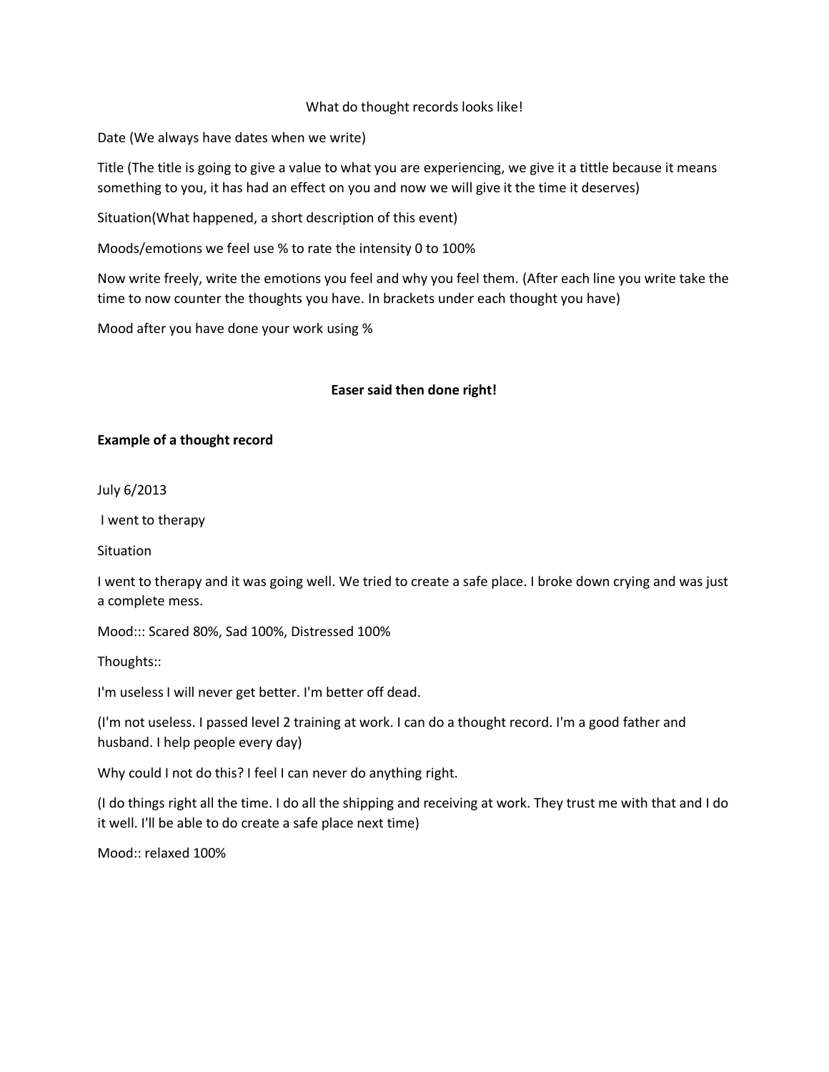What do thought records looks like!

Date (We always have dates when we write)

Title (The title is going to give a value to what you are experiencing, we give it a tittle because it means something to you, it has had an effect on you and now we will give it the time it deserves)

Situation(What happened, a short description of this event)

Moods/emotions we feel use % to rate the intensity 0 to 100%

Now write freely, write the emotions you feel and why you feel them. (After each line you write take the time to now counter the thoughts you have. In brackets under each thought you have)

Mood after you have done your work using %

**Easer said then done right!**

**Example of a thought record**

July 6/2013

I went to therapy

Situation

I went to therapy and it was going well. We tried to create a safe place. I broke down crying and was just a complete mess.

Mood::: Scared 80%, Sad 100%, Distressed 100%

Thoughts::

I'm useless I will never get better. I'm better off dead.

(I'm not useless. I passed level 2 training at work. I can do a thought record. I'm a good father and husband. I help people every day)

Why could I not do this? I feel I can never do anything right.

(I do things right all the time. I do all the shipping and receiving at work. They trust me with that and I do it well. I'll be able to do create a safe place next time)

Mood:: relaxed 100%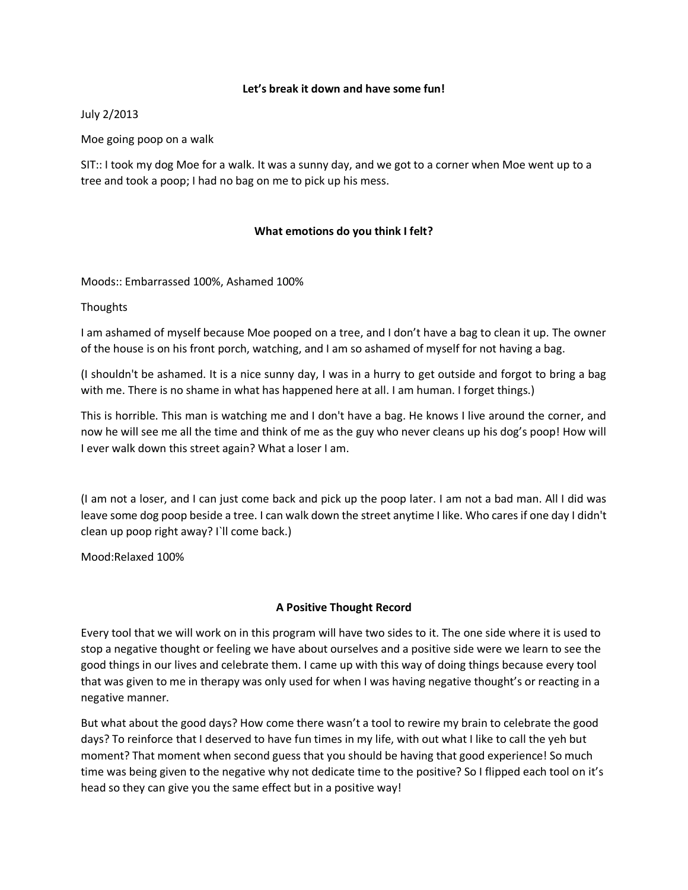**Let's break it down and have some fun!**

July 2/2013

Moe going poop on a walk

SIT:: I took my dog Moe for a walk. It was a sunny day, and we got to a corner when Moe went up to a tree and took a poop; I had no bag on me to pick up his mess.

**What emotions do you think I felt?**

Moods:: Embarrassed 100%, Ashamed 100%

Thoughts

I am ashamed of myself because Moe pooped on a tree, and I don't have a bag to clean it up. The owner of the house is on his front porch, watching, and I am so ashamed of myself for not having a bag.

(I shouldn't be ashamed. It is a nice sunny day, I was in a hurry to get outside and forgot to bring a bag with me. There is no shame in what has happened here at all. I am human. I forget things.)

This is horrible. This man is watching me and I don't have a bag. He knows I live around the corner, and now he will see me all the time and think of me as the guy who never cleans up his dog's poop! How will I ever walk down this street again? What a loser I am.

(I am not a loser, and I can just come back and pick up the poop later. I am not a bad man. All I did was leave some dog poop beside a tree. I can walk down the street anytime I like. Who cares if one day I didn't clean up poop right away? I`ll come back.)

Mood:Relaxed 100%

**A Positive Thought Record**

Every tool that we will work on in this program will have two sides to it. The one side where it is used to stop a negative thought or feeling we have about ourselves and a positive side were we learn to see the good things in our lives and celebrate them. I came up with this way of doing things because every tool that was given to me in therapy was only used for when I was having negative thought's or reacting in a negative manner.

But what about the good days? How come there wasn't a tool to rewire my brain to celebrate the good days? To reinforce that I deserved to have fun times in my life, with out what I like to call the yeh but moment? That moment when second guess that you should be having that good experience! So much time was being given to the negative why not dedicate time to the positive? So I flipped each tool on it's head so they can give you the same effect but in a positive way!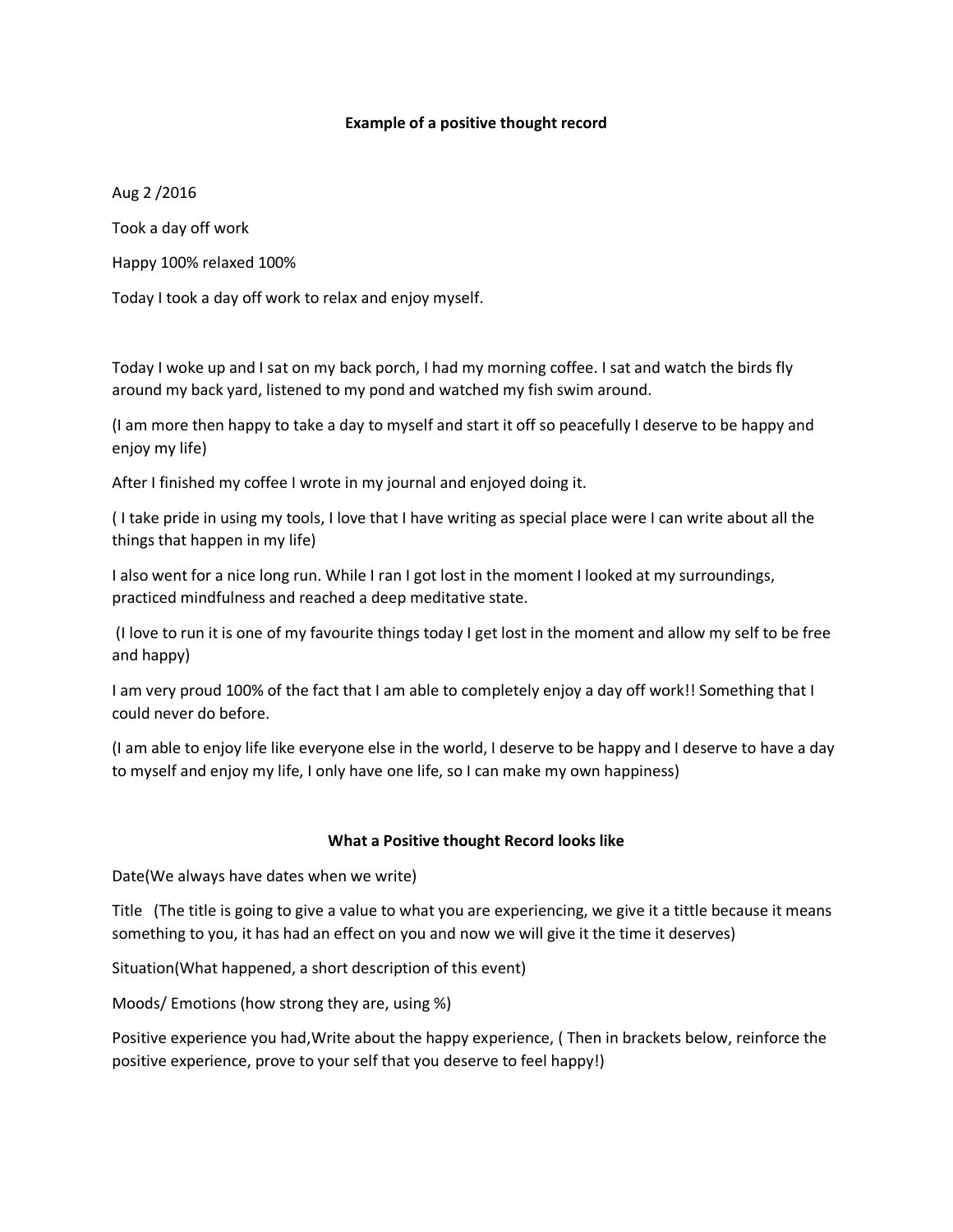## Example of a positive thought record

Aug 2 /2016

Took a day off work

Happy 100% relaxed 100%

Today I took a day off work to relax and enjoy myself.

Today I woke up and I sat on my back porch, I had my morning coffee. I sat and watch the birds fly around my back yard, listened to my pond and watched my fish swim around.

(I am more then happy to take a day to myself and start it off so peacefully I deserve to be happy and enjoy my life)

After I finished my coffee I wrote in my journal and enjoyed doing it.

( I take pride in using my tools, I love that I have writing as special place were I can write about all the things that happen in my life)

I also went for a nice long run. While I ran I got lost in the moment I looked at my surroundings, practiced mindfulness and reached a deep meditative state.

(I love to run it is one of my favourite things today I get lost in the moment and allow my self to be free and happy)

I am very proud 100% of the fact that I am able to completely enjoy a day off work!! Something that I could never do before.

(I am able to enjoy life like everyone else in the world, I deserve to be happy and I deserve to have a day to myself and enjoy my life, I only have one life, so I can make my own happiness)

## What a Positive thought Record looks like

Date(We always have dates when we write)

Title (The title is going to give a value to what you are experiencing, we give it a tittle because it means something to you, it has had an effect on you and now we will give it the time it deserves)

Situation(What happened, a short description of this event)

Moods/ Emotions (how strong they are, using %)

Positive experience you had,Write about the happy experience, ( Then in brackets below, reinforce the positive experience, prove to your self that you deserve to feel happy!)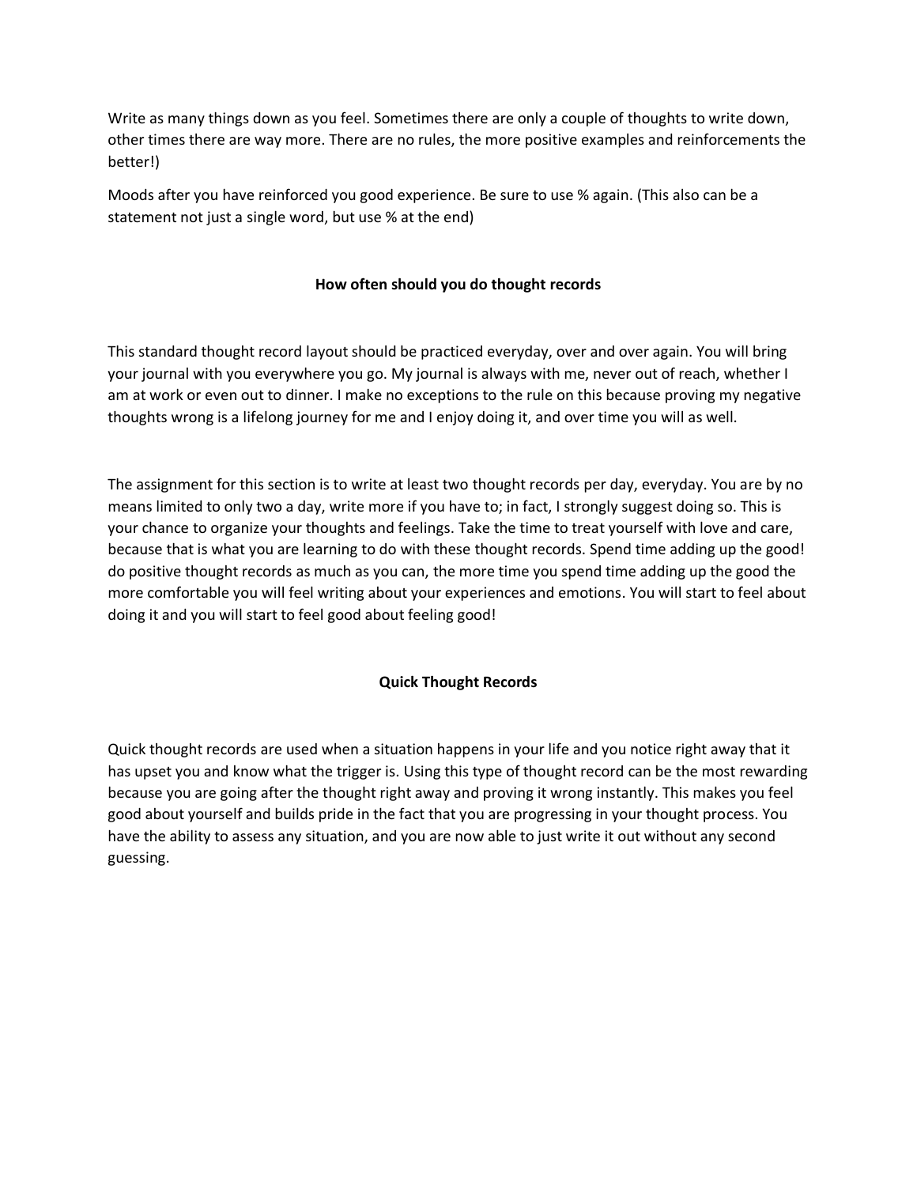Write as many things down as you feel. Sometimes there are only a couple of thoughts to write down, other times there are way more. There are no rules, the more positive examples and reinforcements the better!)

Moods after you have reinforced you good experience. Be sure to use % again. (This also can be a statement not just a single word, but use % at the end)

**How often should you do thought records**

This standard thought record layout should be practiced everyday, over and over again. You will bring your journal with you everywhere you go. My journal is always with me, never out of reach, whether I am at work or even out to dinner. I make no exceptions to the rule on this because proving my negative thoughts wrong is a lifelong journey for me and I enjoy doing it, and over time you will as well.

The assignment for this section is to write at least two thought records per day, everyday. You are by no means limited to only two a day, write more if you have to; in fact, I strongly suggest doing so. This is your chance to organize your thoughts and feelings. Take the time to treat yourself with love and care, because that is what you are learning to do with these thought records. Spend time adding up the good! do positive thought records as much as you can, the more time you spend time adding up the good the more comfortable you will feel writing about your experiences and emotions. You will start to feel about doing it and you will start to feel good about feeling good!

**Quick Thought Records**

Quick thought records are used when a situation happens in your life and you notice right away that it has upset you and know what the trigger is. Using this type of thought record can be the most rewarding because you are going after the thought right away and proving it wrong instantly. This makes you feel good about yourself and builds pride in the fact that you are progressing in your thought process. You have the ability to assess any situation, and you are now able to just write it out without any second guessing.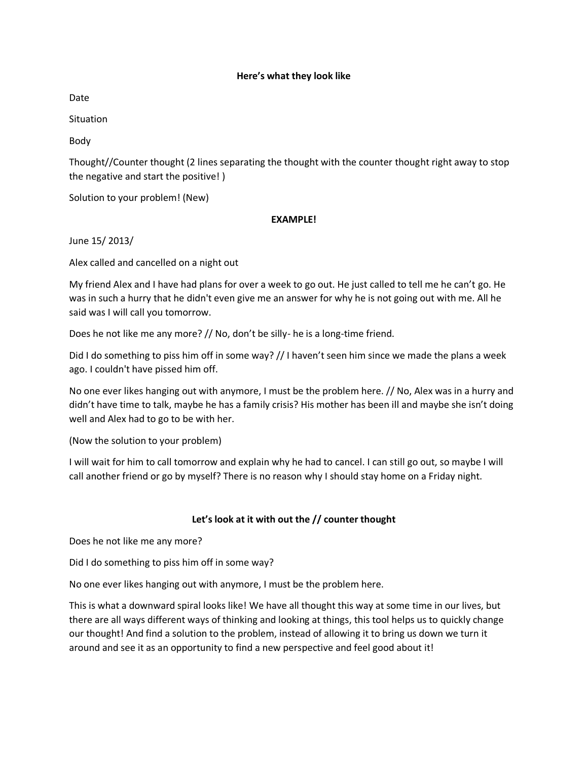**Here's what they look like**

Date

Situation

Body

Thought//Counter thought (2 lines separating the thought with the counter thought right away to stop the negative and start the positive! )

Solution to your problem! (New)

**EXAMPLE!**

June 15/ 2013/

Alex called and cancelled on a night out

My friend Alex and I have had plans for over a week to go out. He just called to tell me he can't go. He was in such a hurry that he didn't even give me an answer for why he is not going out with me. All he said was I will call you tomorrow.

Does he not like me any more? // No, don't be silly- he is a long-time friend.

Did I do something to piss him off in some way? // I haven't seen him since we made the plans a week ago. I couldn't have pissed him off.

No one ever likes hanging out with anymore, I must be the problem here. // No, Alex was in a hurry and didn't have time to talk, maybe he has a family crisis? His mother has been ill and maybe she isn't doing well and Alex had to go to be with her.

(Now the solution to your problem)

I will wait for him to call tomorrow and explain why he had to cancel. I can still go out, so maybe I will call another friend or go by myself? There is no reason why I should stay home on a Friday night.

**Let's look at it with out the // counter thought**

Does he not like me any more?

Did I do something to piss him off in some way?

No one ever likes hanging out with anymore, I must be the problem here.

This is what a downward spiral looks like! We have all thought this way at some time in our lives, but there are all ways different ways of thinking and looking at things, this tool helps us to quickly change our thought! And find a solution to the problem, instead of allowing it to bring us down we turn it around and see it as an opportunity to find a new perspective and feel good about it!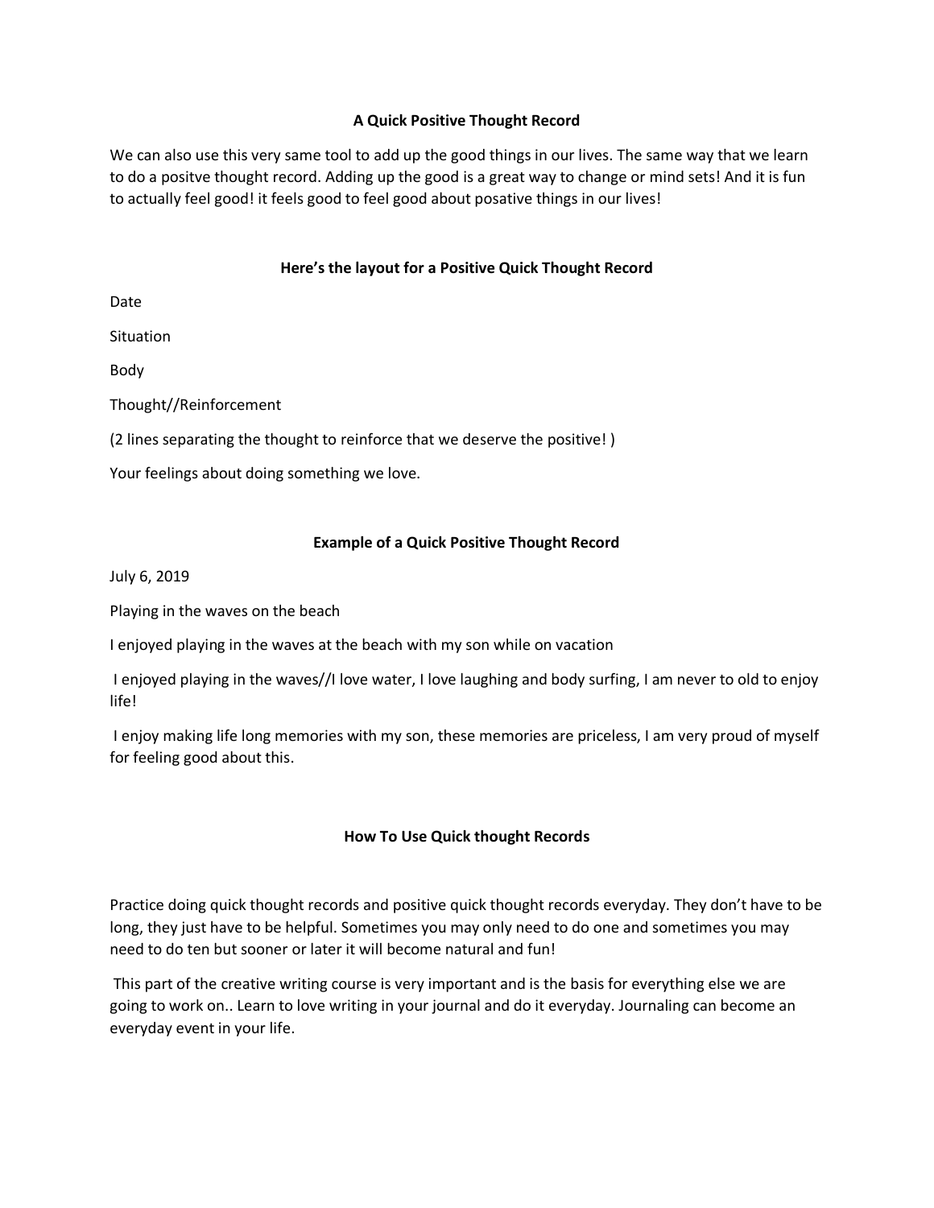## A Quick Positive Thought Record

We can also use this very same tool to add up the good things in our lives. The same way that we learn to do a positve thought record. Adding up the good is a great way to change or mind sets! And it is fun to actually feel good! it feels good to feel good about posative things in our lives!

### Here's the layout for a Positive Quick Thought Record

Date

Situation

Body

Thought//Reinforcement

(2 lines separating the thought to reinforce that we deserve the positive! )

Your feelings about doing something we love.

### Example of a Quick Positive Thought Record

July 6, 2019

Playing in the waves on the beach

I enjoyed playing in the waves at the beach with my son while on vacation

I enjoyed playing in the waves//I love water, I love laughing and body surfing, I am never to old to enjoy life!

I enjoy making life long memories with my son, these memories are priceless, I am very proud of myself for feeling good about this.

### How To Use Quick thought Records

Practice doing quick thought records and positive quick thought records everyday. They don't have to be long, they just have to be helpful. Sometimes you may only need to do one and sometimes you may need to do ten but sooner or later it will become natural and fun!

This part of the creative writing course is very important and is the basis for everything else we are going to work on.. Learn to love writing in your journal and do it everyday. Journaling can become an everyday event in your life.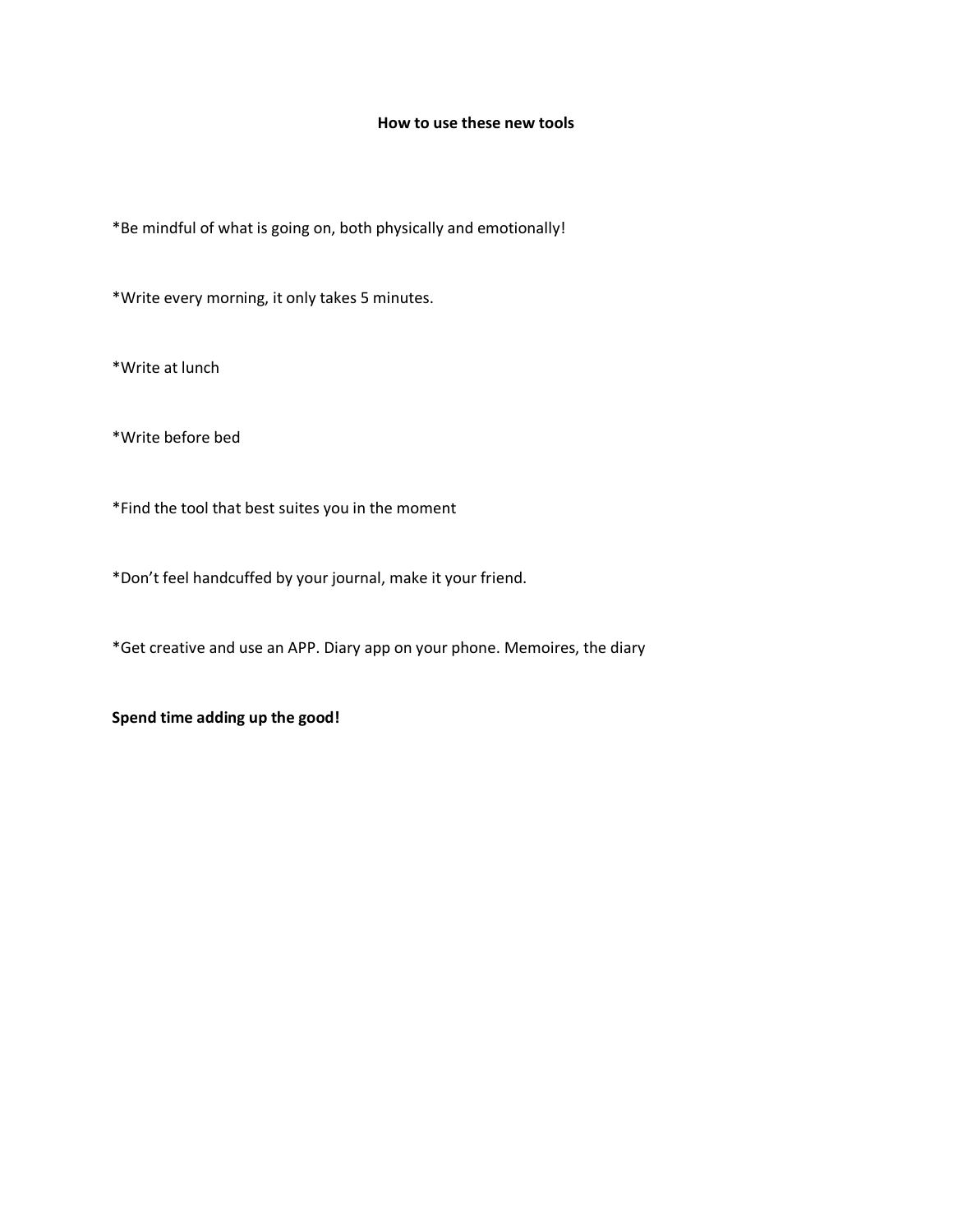**How to use these new tools**

*Be mindful of what is going on, both physically and emotionally!

*Write every morning, it only takes 5 minutes.

*Write at lunch

*Write before bed

*Find the tool that best suites you in the moment

*Don't feel handcuffed by your journal, make it your friend.

*Get creative and use an APP. Diary app on your phone. Memoires, the diary

**Spend time adding up the good!**